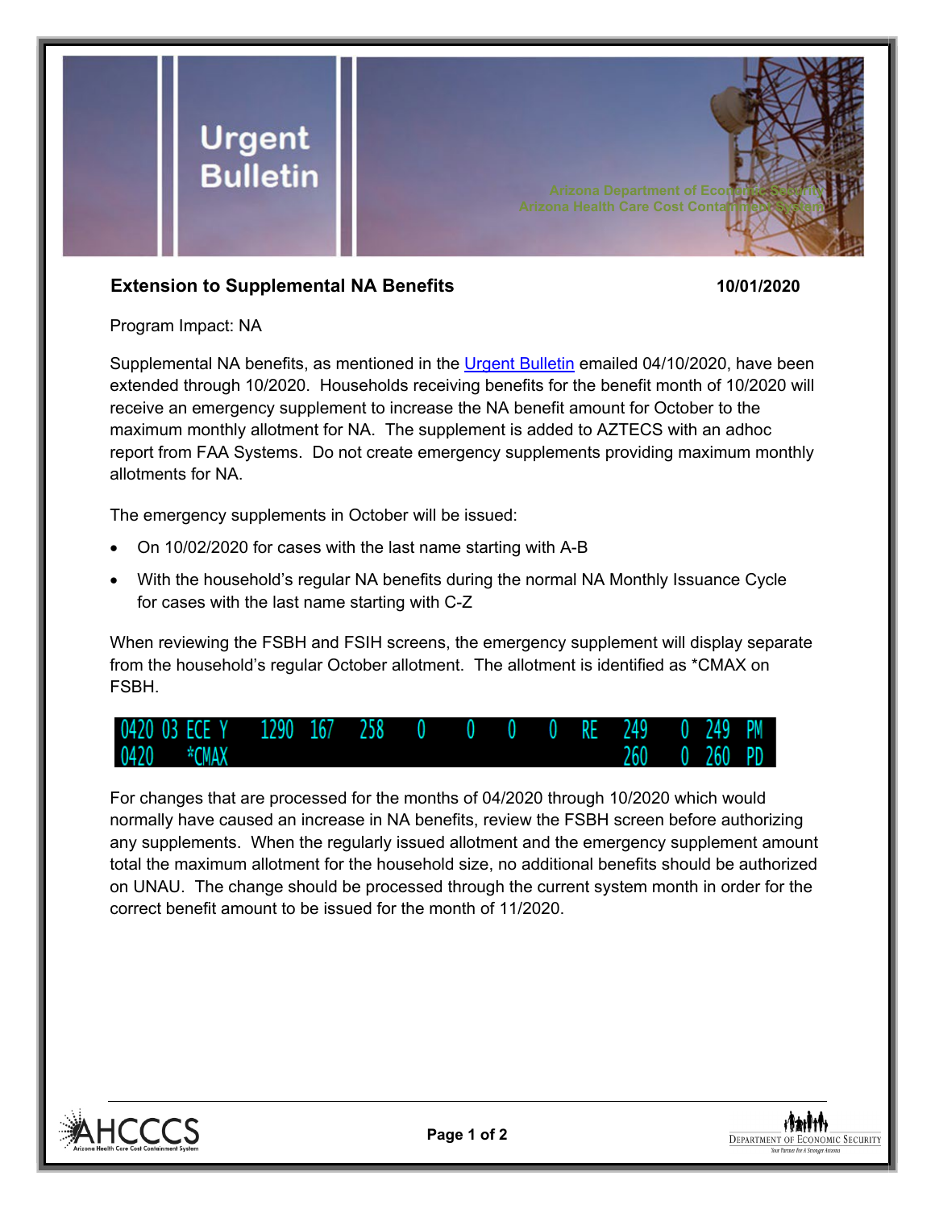# Urgent Bulletin

Arizona Department of Economic Security
Arizona Health Care Cost Containment System

**Extension to Supplemental NA Benefits** **10/01/2020**

Program Impact: NA

Supplemental NA benefits, as mentioned in the Urgent Bulletin emailed 04/10/2020, have been extended through 10/2020. Households receiving benefits for the benefit month of 10/2020 will receive an emergency supplement to increase the NA benefit amount for October to the maximum monthly allotment for NA. The supplement is added to AZTECS with an adhoc report from FAA Systems. Do not create emergency supplements providing maximum monthly allotments for NA.

The emergency supplements in October will be issued:

- On 10/02/2020 for cases with the last name starting with A-B
- With the household's regular NA benefits during the normal NA Monthly Issuance Cycle for cases with the last name starting with C-Z

When reviewing the FSBH and FSIH screens, the emergency supplement will display separate from the household's regular October allotment. The allotment is identified as *CMAX on FSBH.

```
0420 03 ECE Y   1290  167   258   0    0    0    0   RE   249   0  249  PM
0420    *CMAX                                           260   0  260  PD
```

For changes that are processed for the months of 04/2020 through 10/2020 which would normally have caused an increase in NA benefits, review the FSBH screen before authorizing any supplements. When the regularly issued allotment and the emergency supplement amount total the maximum allotment for the household size, no additional benefits should be authorized on UNAU. The change should be processed through the current system month in order for the correct benefit amount to be issued for the month of 11/2020.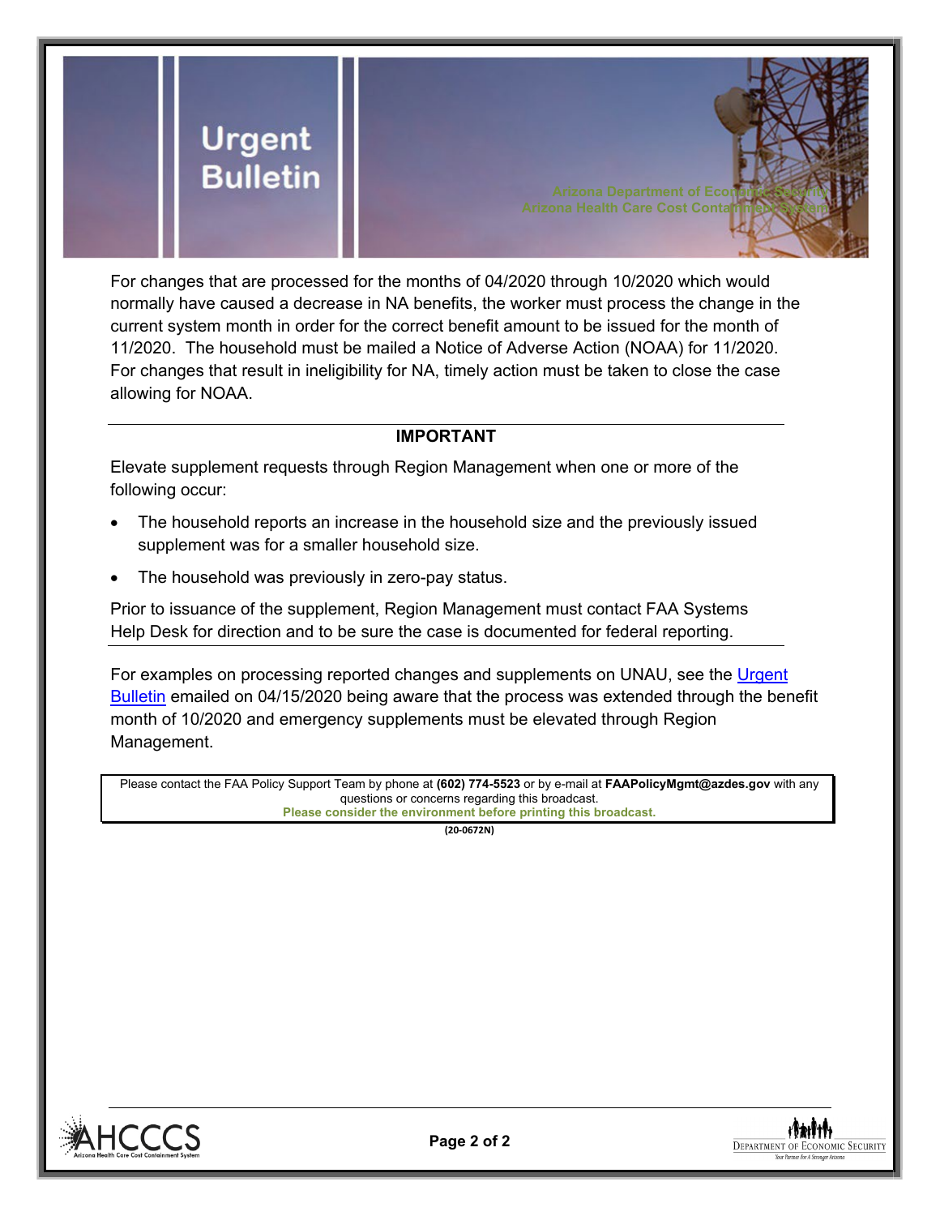For changes that are processed for the months of 04/2020 through 10/2020 which would normally have caused a decrease in NA benefits, the worker must process the change in the current system month in order for the correct benefit amount to be issued for the month of 11/2020. The household must be mailed a Notice of Adverse Action (NOAA) for 11/2020. For changes that result in ineligibility for NA, timely action must be taken to close the case allowing for NOAA.

---

**IMPORTANT**

Elevate supplement requests through Region Management when one or more of the following occur:

- The household reports an increase in the household size and the previously issued supplement was for a smaller household size.
- The household was previously in zero-pay status.

Prior to issuance of the supplement, Region Management must contact FAA Systems Help Desk for direction and to be sure the case is documented for federal reporting.

---

For examples on processing reported changes and supplements on UNAU, see the Urgent Bulletin emailed on 04/15/2020 being aware that the process was extended through the benefit month of 10/2020 and emergency supplements must be elevated through Region Management.

Please contact the FAA Policy Support Team by phone at **(602) 774-5523** or by e-mail at **FAAPolicyMgmt@azdes.gov** with any questions or concerns regarding this broadcast.
**Please consider the environment before printing this broadcast.**

**(20-0672N)**